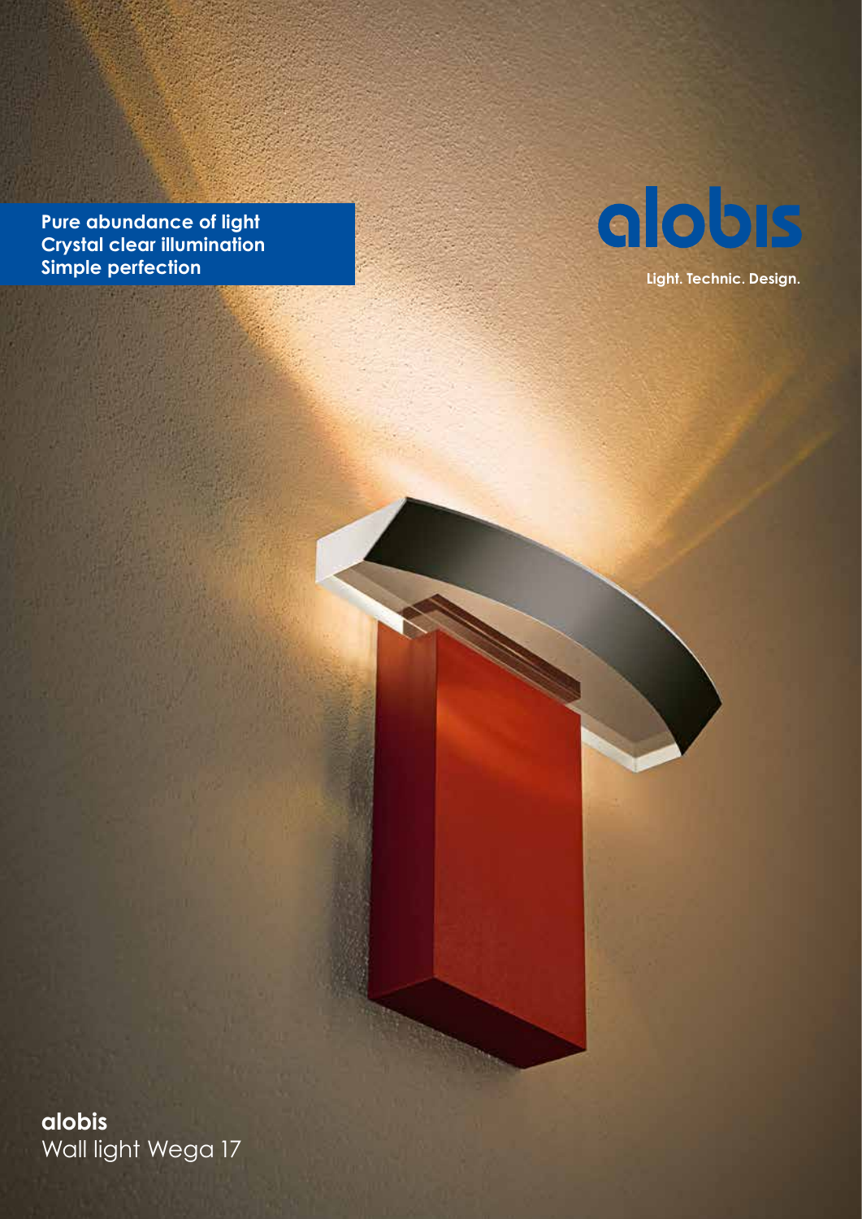**Pure abundance of light**
**Crystal clear illumination**
**Simple perfection**

alobis

**Light. Technic. Design.**

**alobis**
Wall light Wega 17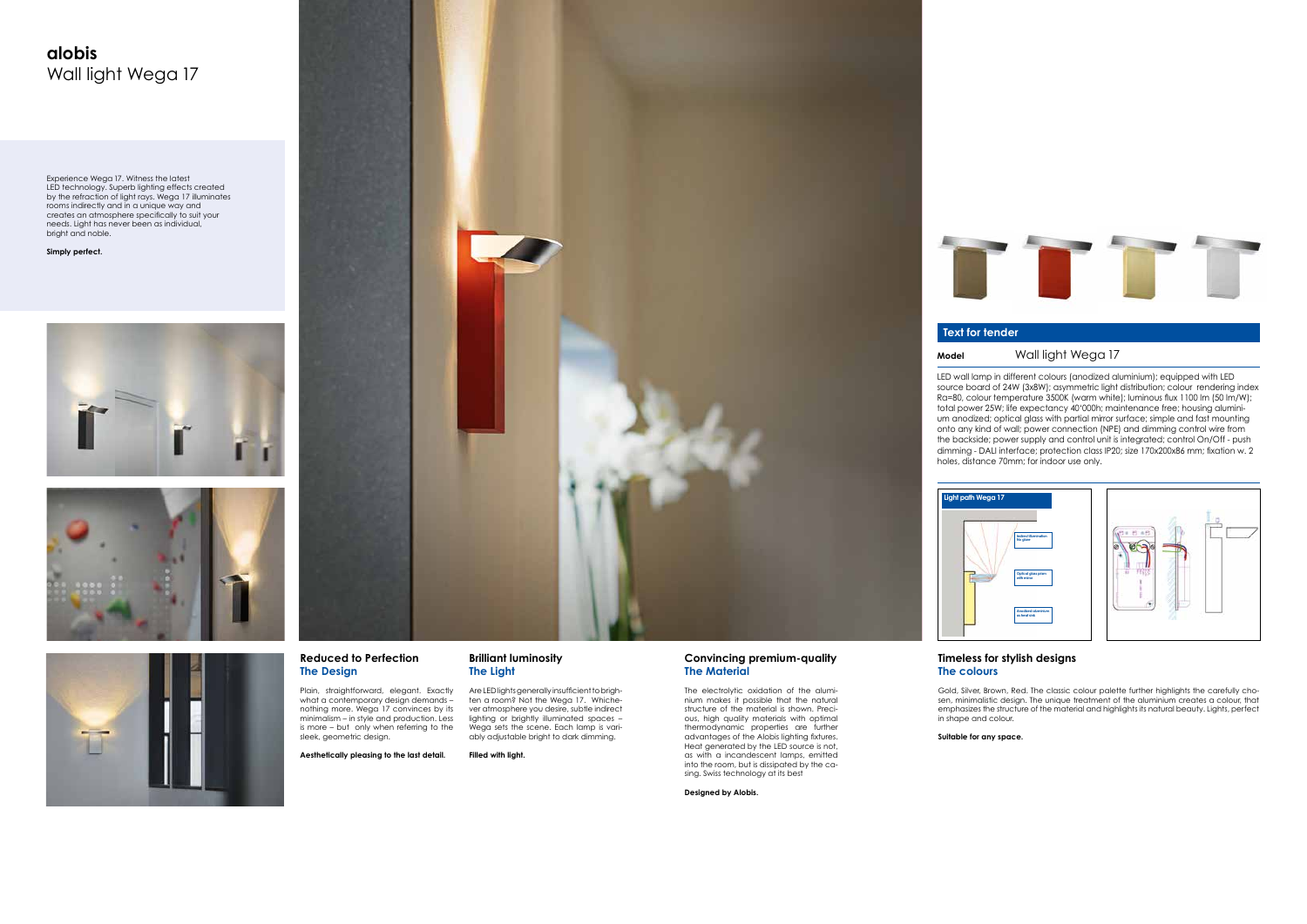# alobis
## Wall light Wega 17

Experience Wega 17. Witness the latest LED technology. Superb lighting effects created by the refraction of light rays. Wega 17 illuminates rooms indirectly and in a unique way and creates an atmosphere specifically to suit your needs. Light has never been as individual, bright and noble.

**Simply perfect.**

### Reduced to Perfection
### The Design

Plain, straightforward, elegant. Exactly what a contemporary design demands – nothing more. Wega 17 convinces by its minimalism – in style and production. Less is more – but only when referring to the sleek, geometric design.

**Aesthetically pleasing to the last detail.**

### Brilliant luminosity
### The Light

Are LED lights generally insufficient to brighten a room? Not the Wega 17. Whichever atmosphere you desire, subtle indirect lighting or brightly illuminated spaces – Wega sets the scene. Each lamp is variably adjustable bright to dark dimming.

**Filled with light.**

### Convincing premium-quality
### The Material

The electrolytic oxidation of the aluminium makes it possible that the natural structure of the material is shown. Precious, high quality materials with optimal thermodynamic properties are further advantages of the Alobis lighting fixtures. Heat generated by the LED source is not, as with a incandescent lamps, emitted into the room, but is dissipated by the casing. Swiss technology at its best

**Designed by Alobis.**

### Text for tender

**Model** Wall light Wega 17

LED wall lamp in different colours (anodized aluminium); equipped with LED source board of 24W (3x8W); asymmetric light distribution; colour rendering index Ra=80, colour temperature 3500K (warm white); luminous flux 1100 lm (50 lm/W); total power 25W; life expectancy 40'000h; maintenance free; housing aluminium anodized; optical glass with partial mirror surface; simple and fast mounting onto any kind of wall; power connection (NPE) and dimming control wire from the backside; power supply and control unit is integrated; control On/Off - push dimming - DALI interface; protection class IP20; size 170x200x86 mm; fixation w. 2 holes, distance 70mm; for indoor use only.

**Light path Wega 17**

Indirect illumination No glare

Optical glass prism with mirror

Anodized aluminium as heat sink

### Timeless for stylish designs
### The colours

Gold, Silver, Brown, Red. The classic colour palette further highlights the carefully chosen, minimalistic design. The unique treatment of the aluminium creates a colour, that emphasizes the structure of the material and highlights its natural beauty. Lights, perfect in shape and colour.

**Suitable for any space.**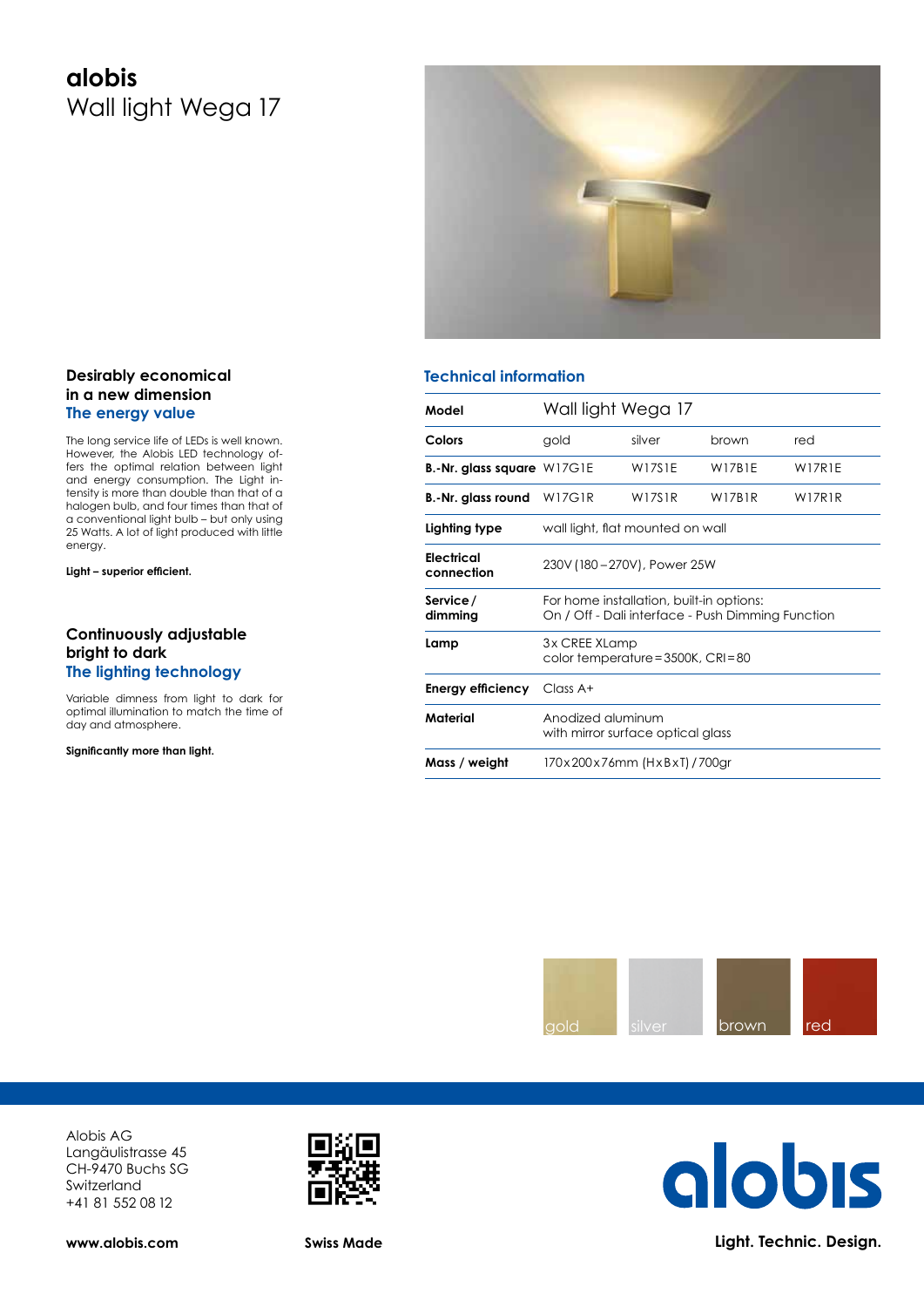# alobis
## Wall light Wega 17

### Desirably economical in a new dimension
### The energy value

The long service life of LEDs is well known. However, the Alobis LED technology offers the optimal relation between light and energy consumption. The Light intensity is more than double than that of a halogen bulb, and four times than that of a conventional light bulb – but only using 25 Watts. A lot of light produced with little energy.

**Light – superior efficient.**

### Continuously adjustable bright to dark
### The lighting technology

Variable dimness from light to dark for optimal illumination to match the time of day and atmosphere.

**Significantly more than light.**

### Technical information

| | | | | |
|---|---|---|---|---|
| **Model** | Wall light Wega 17 | | | |
| **Colors** | gold | silver | brown | red |
| **B.-Nr. glass square** | W17G1E | W17S1E | W17B1E | W17R1E |
| **B.-Nr. glass round** | W17G1R | W17S1R | W17B1R | W17R1R |
| **Lighting type** | wall light, flat mounted on wall | | | |
| **Electrical connection** | 230V (180 – 270V), Power 25W | | | |
| **Service / dimming** | For home installation, built-in options: On / Off - Dali interface - Push Dimming Function | | | |
| **Lamp** | 3x CREE XLamp color temperature = 3500K, CRI = 80 | | | |
| **Energy efficiency** | Class A+ | | | |
| **Material** | Anodized aluminum with mirror surface optical glass | | | |
| **Mass / weight** | 170x200x76mm (HxBxT) / 700gr | | | |

gold silver brown red

Alobis AG
Langäulistrasse 45
CH-9470 Buchs SG
Switzerland
+41 81 552 08 12

**www.alobis.com**

**Swiss Made**

alobis

**Light. Technic. Design.**